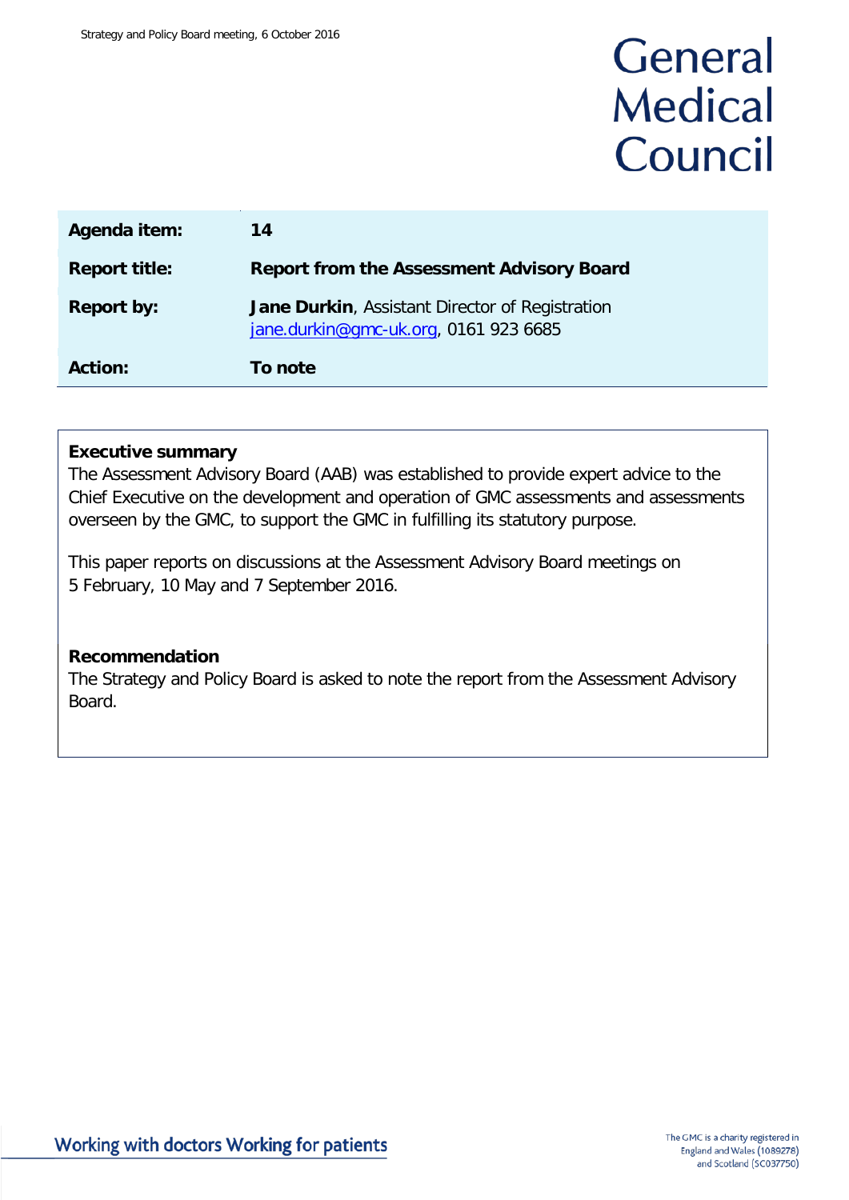Strategy and Policy Board meeting, 6 October 2016

# General Medical Council

| | |
|---|---|
| **Agenda item:** | **14** |
| **Report title:** | **Report from the Assessment Advisory Board** |
| **Report by:** | **Jane Durkin**, Assistant Director of Registration<br>jane.durkin@gmc-uk.org, 0161 923 6685 |
| **Action:** | **To note** |

**Executive summary**

The Assessment Advisory Board (AAB) was established to provide expert advice to the Chief Executive on the development and operation of GMC assessments and assessments overseen by the GMC, to support the GMC in fulfilling its statutory purpose.

This paper reports on discussions at the Assessment Advisory Board meetings on 5 February, 10 May and 7 September 2016.

**Recommendation**

The Strategy and Policy Board is asked to note the report from the Assessment Advisory Board.

Working with doctors Working for patients

The GMC is a charity registered in England and Wales (1089278) and Scotland (SC037750)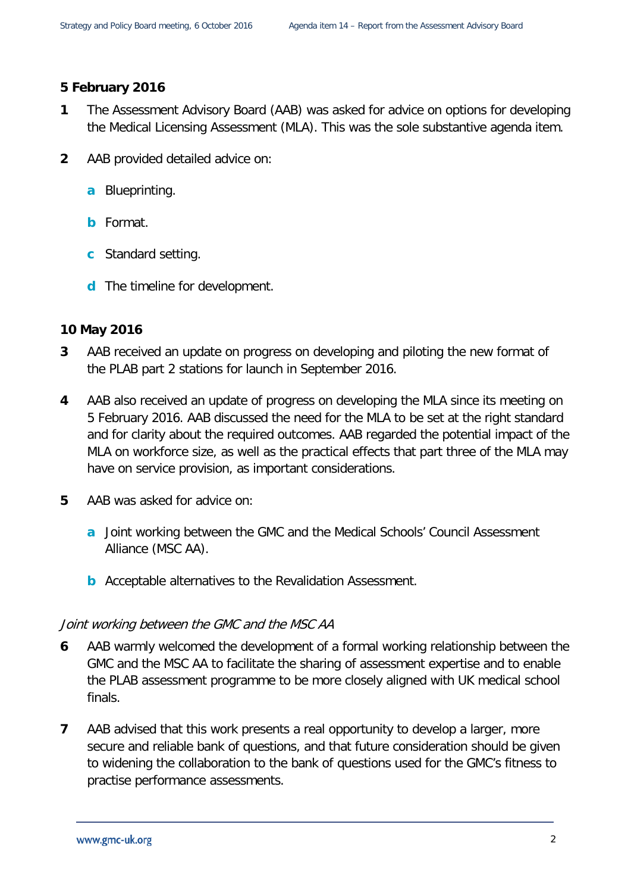**5 February 2016**

1. The Assessment Advisory Board (AAB) was asked for advice on options for developing the Medical Licensing Assessment (MLA). This was the sole substantive agenda item.

2. AAB provided detailed advice on:

   a. Blueprinting.

   b. Format.

   c. Standard setting.

   d. The timeline for development.

**10 May 2016**

3. AAB received an update on progress on developing and piloting the new format of the PLAB part 2 stations for launch in September 2016.

4. AAB also received an update of progress on developing the MLA since its meeting on 5 February 2016. AAB discussed the need for the MLA to be set at the right standard and for clarity about the required outcomes. AAB regarded the potential impact of the MLA on workforce size, as well as the practical effects that part three of the MLA may have on service provision, as important considerations.

5. AAB was asked for advice on:

   a. Joint working between the GMC and the Medical Schools' Council Assessment Alliance (MSC AA).

   b. Acceptable alternatives to the Revalidation Assessment.

*Joint working between the GMC and the MSC AA*

6. AAB warmly welcomed the development of a formal working relationship between the GMC and the MSC AA to facilitate the sharing of assessment expertise and to enable the PLAB assessment programme to be more closely aligned with UK medical school finals.

7. AAB advised that this work presents a real opportunity to develop a larger, more secure and reliable bank of questions, and that future consideration should be given to widening the collaboration to the bank of questions used for the GMC's fitness to practise performance assessments.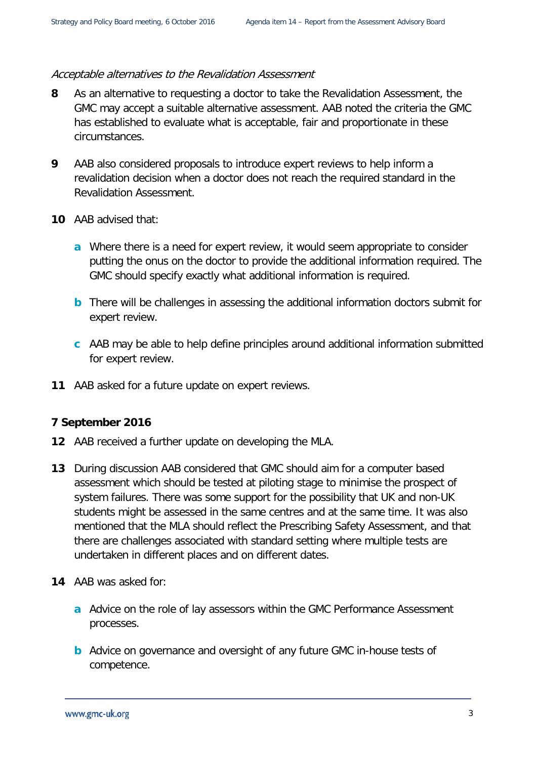*Acceptable alternatives to the Revalidation Assessment*

**8** As an alternative to requesting a doctor to take the Revalidation Assessment, the GMC may accept a suitable alternative assessment. AAB noted the criteria the GMC has established to evaluate what is acceptable, fair and proportionate in these circumstances.

**9** AAB also considered proposals to introduce expert reviews to help inform a revalidation decision when a doctor does not reach the required standard in the Revalidation Assessment.

**10** AAB advised that:

- **a** Where there is a need for expert review, it would seem appropriate to consider putting the onus on the doctor to provide the additional information required. The GMC should specify exactly what additional information is required.

- **b** There will be challenges in assessing the additional information doctors submit for expert review.

- **c** AAB may be able to help define principles around additional information submitted for expert review.

**11** AAB asked for a future update on expert reviews.

### 7 September 2016

**12** AAB received a further update on developing the MLA.

**13** During discussion AAB considered that GMC should aim for a computer based assessment which should be tested at piloting stage to minimise the prospect of system failures. There was some support for the possibility that UK and non-UK students might be assessed in the same centres and at the same time. It was also mentioned that the MLA should reflect the Prescribing Safety Assessment, and that there are challenges associated with standard setting where multiple tests are undertaken in different places and on different dates.

**14** AAB was asked for:

- **a** Advice on the role of lay assessors within the GMC Performance Assessment processes.

- **b** Advice on governance and oversight of any future GMC in-house tests of competence.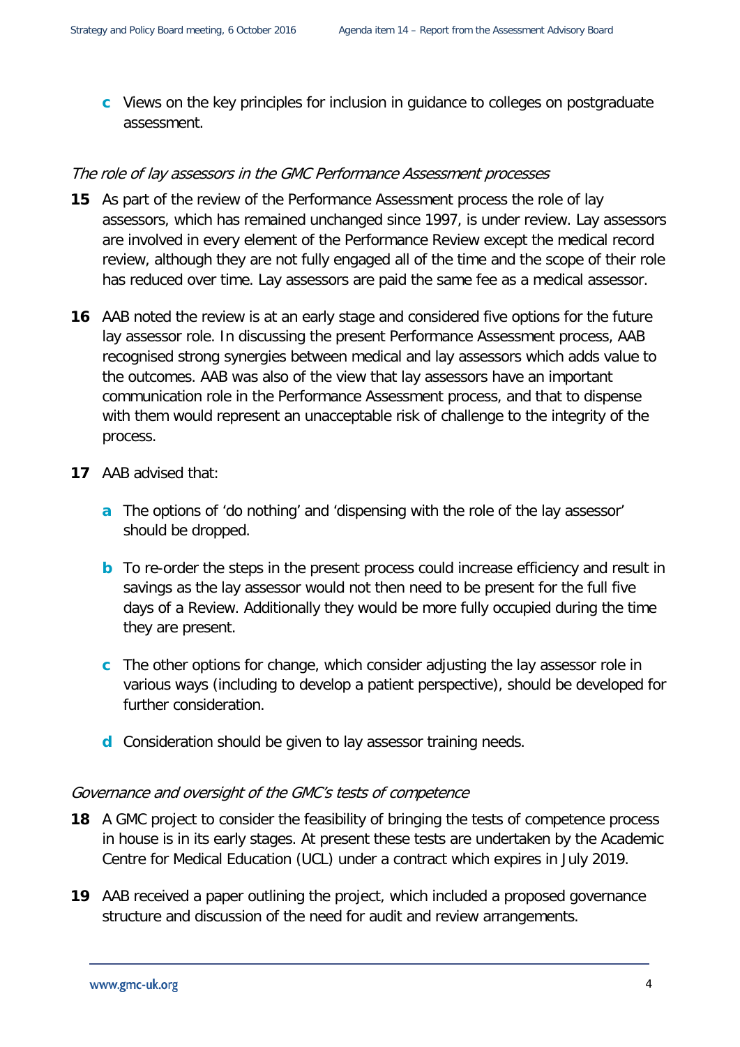c Views on the key principles for inclusion in guidance to colleges on postgraduate assessment.

*The role of lay assessors in the GMC Performance Assessment processes*

**15** As part of the review of the Performance Assessment process the role of lay assessors, which has remained unchanged since 1997, is under review. Lay assessors are involved in every element of the Performance Review except the medical record review, although they are not fully engaged all of the time and the scope of their role has reduced over time. Lay assessors are paid the same fee as a medical assessor.

**16** AAB noted the review is at an early stage and considered five options for the future lay assessor role. In discussing the present Performance Assessment process, AAB recognised strong synergies between medical and lay assessors which adds value to the outcomes. AAB was also of the view that lay assessors have an important communication role in the Performance Assessment process, and that to dispense with them would represent an unacceptable risk of challenge to the integrity of the process.

**17** AAB advised that:

a The options of 'do nothing' and 'dispensing with the role of the lay assessor' should be dropped.

b To re-order the steps in the present process could increase efficiency and result in savings as the lay assessor would not then need to be present for the full five days of a Review. Additionally they would be more fully occupied during the time they are present.

c The other options for change, which consider adjusting the lay assessor role in various ways (including to develop a patient perspective), should be developed for further consideration.

d Consideration should be given to lay assessor training needs.

*Governance and oversight of the GMC's tests of competence*

**18** A GMC project to consider the feasibility of bringing the tests of competence process in house is in its early stages. At present these tests are undertaken by the Academic Centre for Medical Education (UCL) under a contract which expires in July 2019.

**19** AAB received a paper outlining the project, which included a proposed governance structure and discussion of the need for audit and review arrangements.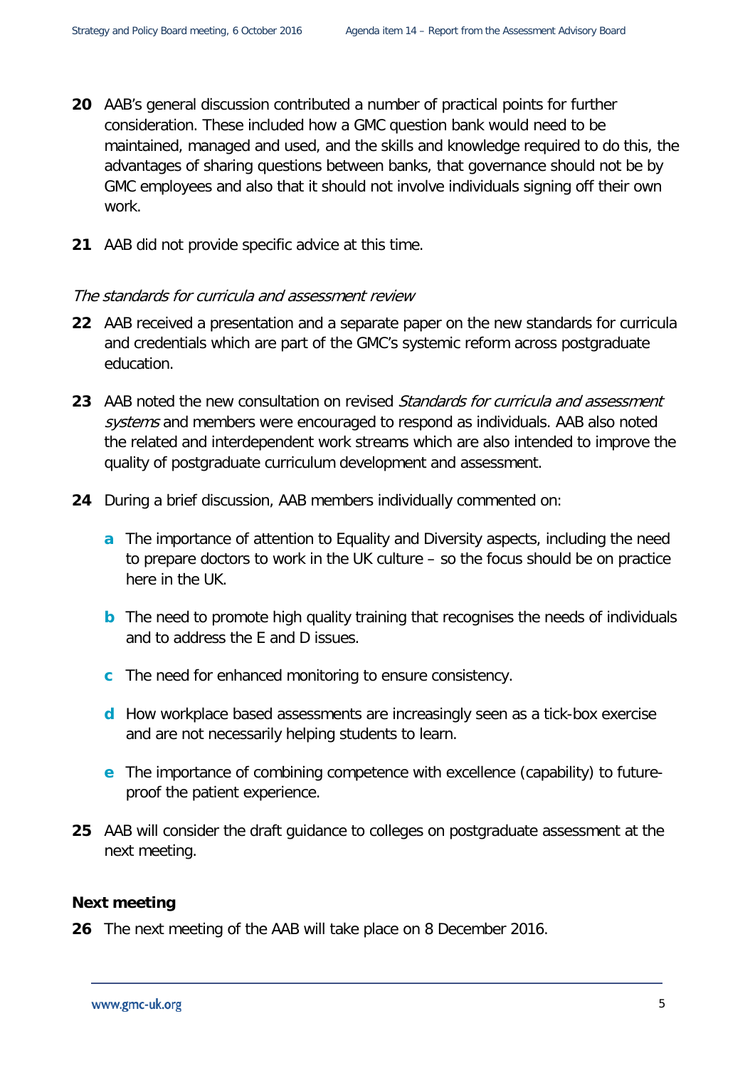**20** AAB's general discussion contributed a number of practical points for further consideration. These included how a GMC question bank would need to be maintained, managed and used, and the skills and knowledge required to do this, the advantages of sharing questions between banks, that governance should not be by GMC employees and also that it should not involve individuals signing off their own work.

**21** AAB did not provide specific advice at this time.

*The standards for curricula and assessment review*

**22** AAB received a presentation and a separate paper on the new standards for curricula and credentials which are part of the GMC's systemic reform across postgraduate education.

**23** AAB noted the new consultation on revised *Standards for curricula and assessment systems* and members were encouraged to respond as individuals. AAB also noted the related and interdependent work streams which are also intended to improve the quality of postgraduate curriculum development and assessment.

**24** During a brief discussion, AAB members individually commented on:

- **a** The importance of attention to Equality and Diversity aspects, including the need to prepare doctors to work in the UK culture – so the focus should be on practice here in the UK.
- **b** The need to promote high quality training that recognises the needs of individuals and to address the E and D issues.
- **c** The need for enhanced monitoring to ensure consistency.
- **d** How workplace based assessments are increasingly seen as a tick-box exercise and are not necessarily helping students to learn.
- **e** The importance of combining competence with excellence (capability) to future-proof the patient experience.

**25** AAB will consider the draft guidance to colleges on postgraduate assessment at the next meeting.

**Next meeting**

**26** The next meeting of the AAB will take place on 8 December 2016.